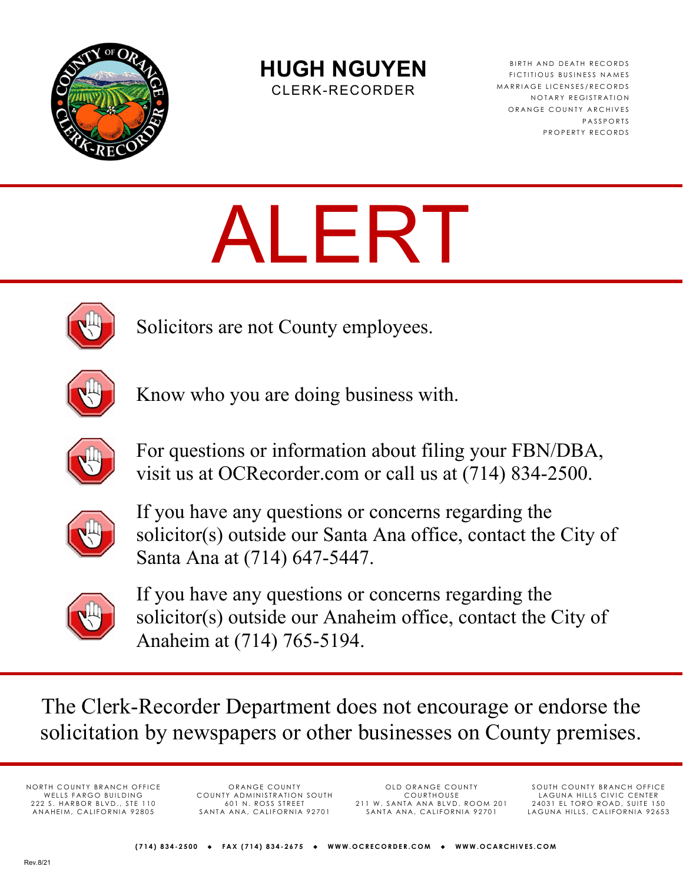# HUGH NGUYEN

CLERK-RECORDER

BIRTH AND DEATH RECORDS
FICTITIOUS BUSINESS NAMES
MARRIAGE LICENSES/RECORDS
NOTARY REGISTRATION
ORANGE COUNTY ARCHIVES
PASSPORTS
PROPERTY RECORDS

# ALERT

- Solicitors are not County employees.
- Know who you are doing business with.
- For questions or information about filing your FBN/DBA, visit us at OCRecorder.com or call us at (714) 834-2500.
- If you have any questions or concerns regarding the solicitor(s) outside our Santa Ana office, contact the City of Santa Ana at (714) 647-5447.
- If you have any questions or concerns regarding the solicitor(s) outside our Anaheim office, contact the City of Anaheim at (714) 765-5194.

The Clerk-Recorder Department does not encourage or endorse the solicitation by newspapers or other businesses on County premises.

NORTH COUNTY BRANCH OFFICE
WELLS FARGO BUILDING
222 S. HARBOR BLVD., STE 110
ANAHEIM, CALIFORNIA 92805

ORANGE COUNTY
COUNTY ADMINISTRATION SOUTH
601 N. ROSS STREET
SANTA ANA, CALIFORNIA 92701

OLD ORANGE COUNTY
COURTHOUSE
211 W. SANTA ANA BLVD. ROOM 201
SANTA ANA, CALIFORNIA 92701

SOUTH COUNTY BRANCH OFFICE
LAGUNA HILLS CIVIC CENTER
24031 EL TORO ROAD, SUITE 150
LAGUNA HILLS, CALIFORNIA 92653

(714) 834-2500 ◆ FAX (714) 834-2675 ◆ WWW.OCRECORDER.COM ◆ WWW.OCARCHIVES.COM

Rev.8/21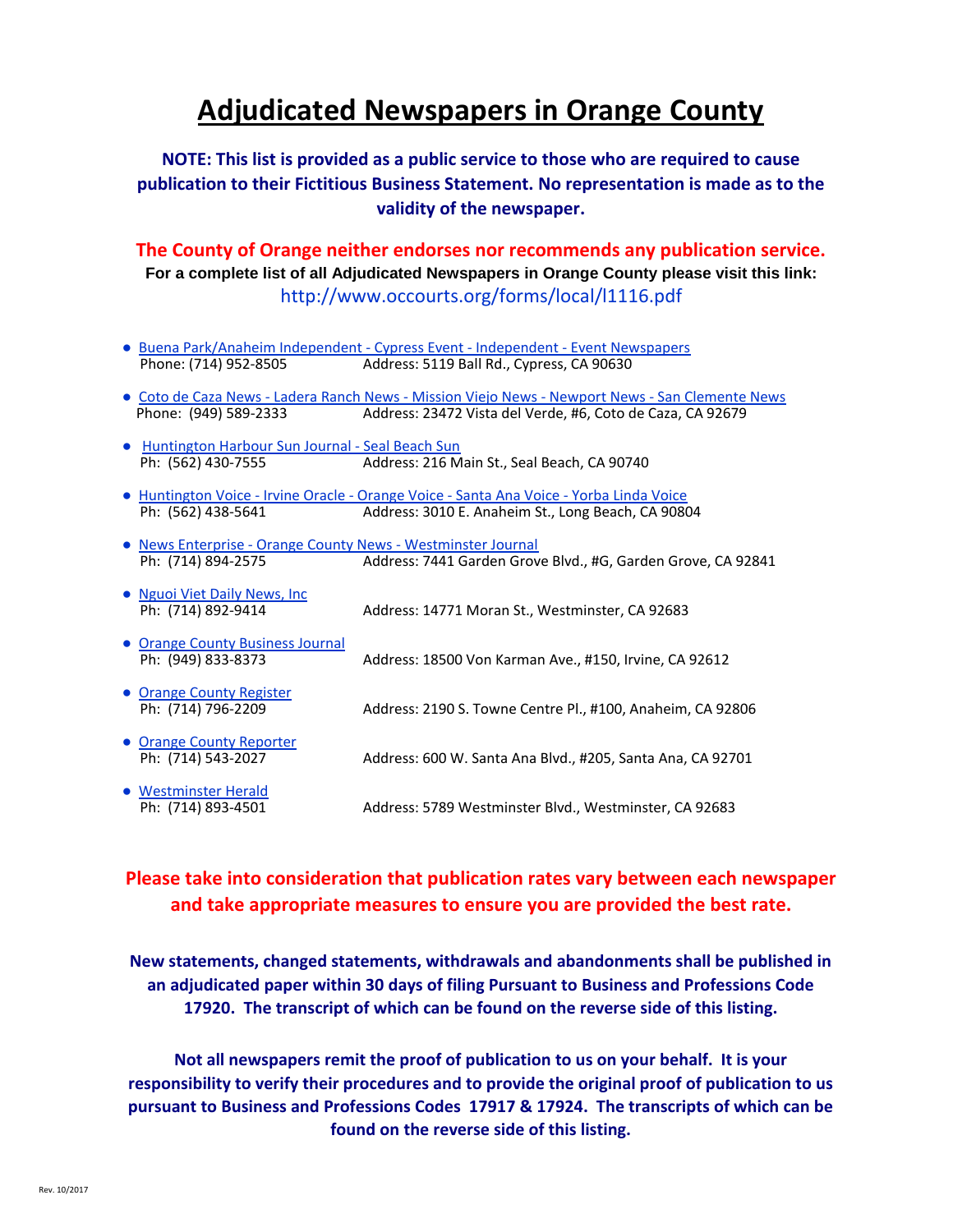# Adjudicated Newspapers in Orange County

**NOTE: This list is provided as a public service to those who are required to cause publication to their Fictitious Business Statement. No representation is made as to the validity of the newspaper.**

**The County of Orange neither endorses nor recommends any publication service.**

**For a complete list of all Adjudicated Newspapers in Orange County please visit this link:**

http://www.occourts.org/forms/local/l1116.pdf

- Buena Park/Anaheim Independent - Cypress Event - Independent - Event Newspapers
  Phone: (714) 952-8505 Address: 5119 Ball Rd., Cypress, CA 90630
- Coto de Caza News - Ladera Ranch News - Mission Viejo News - Newport News - San Clemente News
  Phone: (949) 589-2333 Address: 23472 Vista del Verde, #6, Coto de Caza, CA 92679
- Huntington Harbour Sun Journal - Seal Beach Sun
  Ph: (562) 430-7555 Address: 216 Main St., Seal Beach, CA 90740
- Huntington Voice - Irvine Oracle - Orange Voice - Santa Ana Voice - Yorba Linda Voice
  Ph: (562) 438-5641 Address: 3010 E. Anaheim St., Long Beach, CA 90804
- News Enterprise - Orange County News - Westminster Journal
  Ph: (714) 894-2575 Address: 7441 Garden Grove Blvd., #G, Garden Grove, CA 92841
- Nguoi Viet Daily News, Inc
  Ph: (714) 892-9414 Address: 14771 Moran St., Westminster, CA 92683
- Orange County Business Journal
  Ph: (949) 833-8373 Address: 18500 Von Karman Ave., #150, Irvine, CA 92612
- Orange County Register
  Ph: (714) 796-2209 Address: 2190 S. Towne Centre Pl., #100, Anaheim, CA 92806
- Orange County Reporter
  Ph: (714) 543-2027 Address: 600 W. Santa Ana Blvd., #205, Santa Ana, CA 92701
- Westminster Herald
  Ph: (714) 893-4501 Address: 5789 Westminster Blvd., Westminster, CA 92683

**Please take into consideration that publication rates vary between each newspaper and take appropriate measures to ensure you are provided the best rate.**

**New statements, changed statements, withdrawals and abandonments shall be published in an adjudicated paper within 30 days of filing Pursuant to Business and Professions Code 17920. The transcript of which can be found on the reverse side of this listing.**

**Not all newspapers remit the proof of publication to us on your behalf. It is your responsibility to verify their procedures and to provide the original proof of publication to us pursuant to Business and Professions Codes 17917 & 17924. The transcripts of which can be found on the reverse side of this listing.**

Rev. 10/2017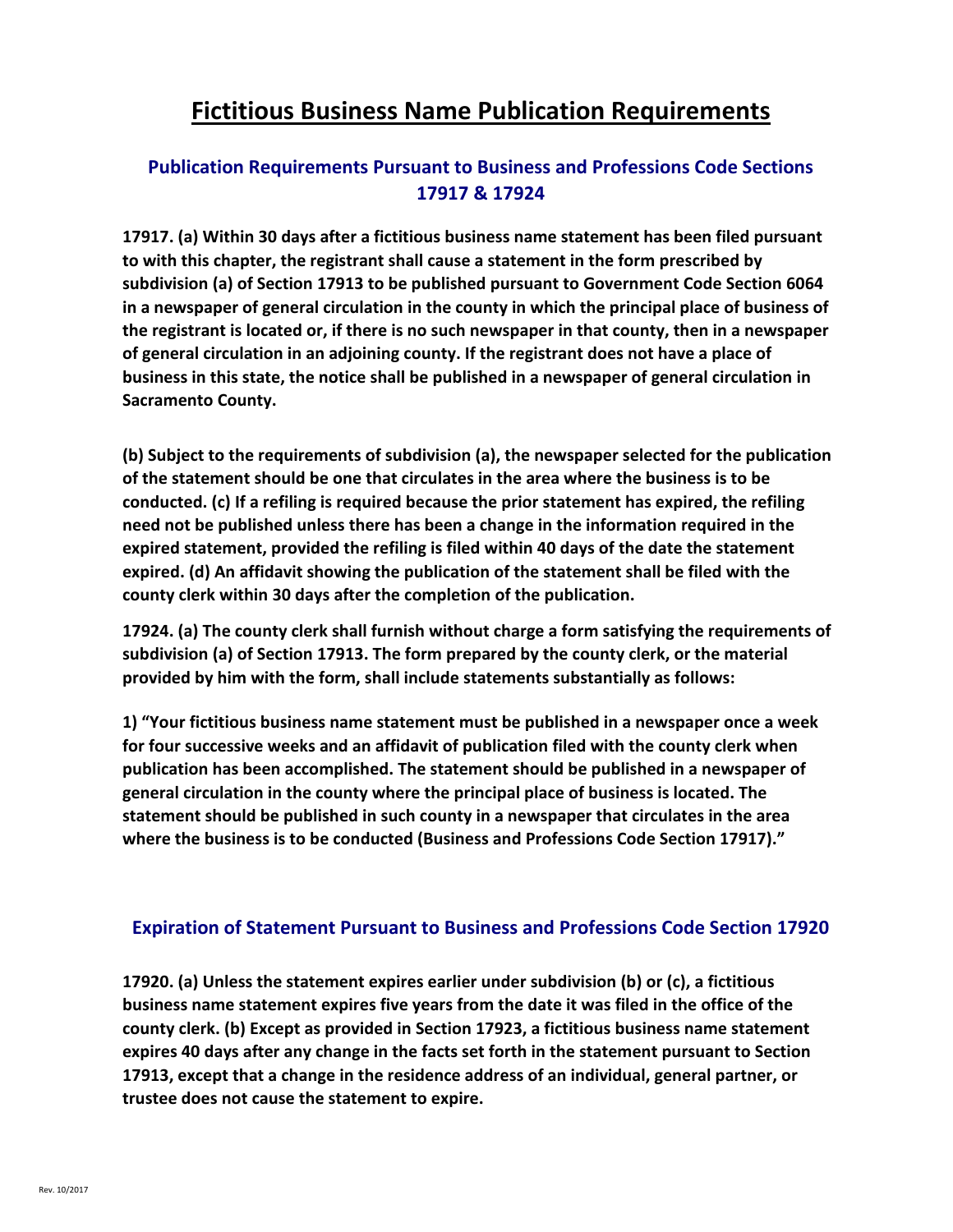# Fictitious Business Name Publication Requirements

## Publication Requirements Pursuant to Business and Professions Code Sections 17917 & 17924

**17917. (a) Within 30 days after a fictitious business name statement has been filed pursuant to with this chapter, the registrant shall cause a statement in the form prescribed by subdivision (a) of Section 17913 to be published pursuant to Government Code Section 6064 in a newspaper of general circulation in the county in which the principal place of business of the registrant is located or, if there is no such newspaper in that county, then in a newspaper of general circulation in an adjoining county. If the registrant does not have a place of business in this state, the notice shall be published in a newspaper of general circulation in Sacramento County.**

**(b) Subject to the requirements of subdivision (a), the newspaper selected for the publication of the statement should be one that circulates in the area where the business is to be conducted. (c) If a refiling is required because the prior statement has expired, the refiling need not be published unless there has been a change in the information required in the expired statement, provided the refiling is filed within 40 days of the date the statement expired. (d) An affidavit showing the publication of the statement shall be filed with the county clerk within 30 days after the completion of the publication.**

**17924. (a) The county clerk shall furnish without charge a form satisfying the requirements of subdivision (a) of Section 17913. The form prepared by the county clerk, or the material provided by him with the form, shall include statements substantially as follows:**

**1) "Your fictitious business name statement must be published in a newspaper once a week for four successive weeks and an affidavit of publication filed with the county clerk when publication has been accomplished. The statement should be published in a newspaper of general circulation in the county where the principal place of business is located. The statement should be published in such county in a newspaper that circulates in the area where the business is to be conducted (Business and Professions Code Section 17917)."**

## Expiration of Statement Pursuant to Business and Professions Code Section 17920

**17920. (a) Unless the statement expires earlier under subdivision (b) or (c), a fictitious business name statement expires five years from the date it was filed in the office of the county clerk. (b) Except as provided in Section 17923, a fictitious business name statement expires 40 days after any change in the facts set forth in the statement pursuant to Section 17913, except that a change in the residence address of an individual, general partner, or trustee does not cause the statement to expire.**

Rev. 10/2017